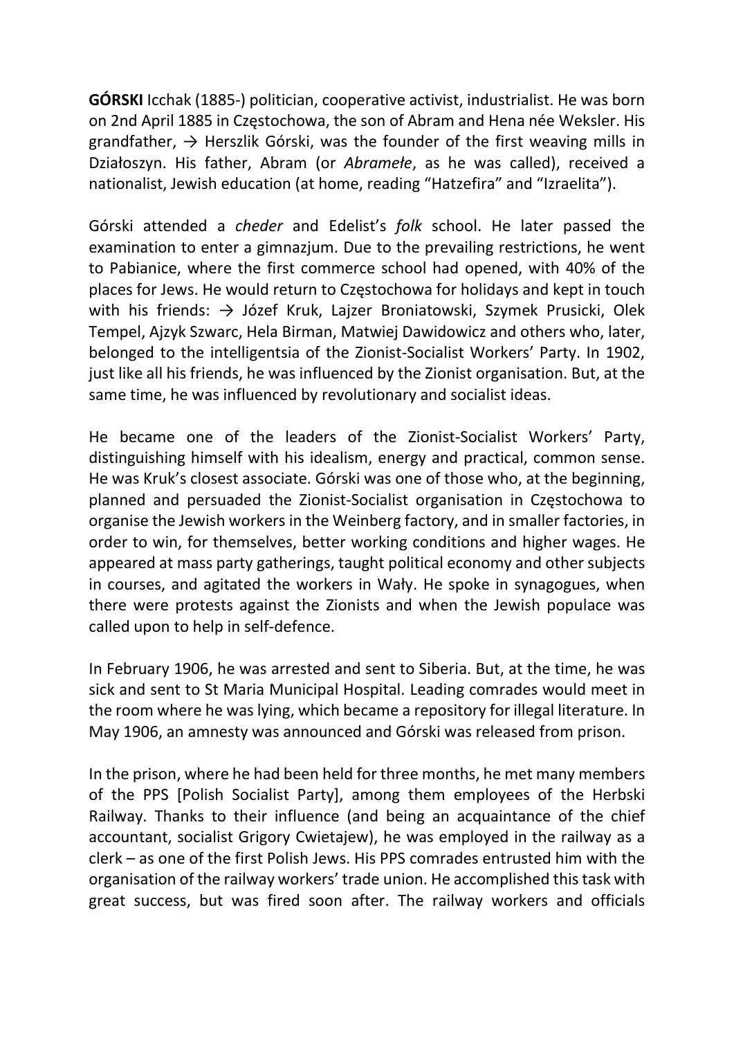**GÓRSKI** Icchak (1885-) politician, cooperative activist, industrialist. He was born on 2nd April 1885 in Częstochowa, the son of Abram and Hena née Weksler. His grandfather, → Herszlik Górski, was the founder of the first weaving mills in Działoszyn. His father, Abram (or *Abramełe*, as he was called), received a nationalist, Jewish education (at home, reading "Hatzefira" and "Izraelita").

Górski attended a *cheder* and Edelist's *folk* school. He later passed the examination to enter a gimnazjum. Due to the prevailing restrictions, he went to Pabianice, where the first commerce school had opened, with 40% of the places for Jews. He would return to Częstochowa for holidays and kept in touch with his friends: → Józef Kruk, Lajzer Broniatowski, Szymek Prusicki, Olek Tempel, Ajzyk Szwarc, Hela Birman, Matwiej Dawidowicz and others who, later, belonged to the intelligentsia of the Zionist-Socialist Workers' Party. In 1902, just like all his friends, he was influenced by the Zionist organisation. But, at the same time, he was influenced by revolutionary and socialist ideas.

He became one of the leaders of the Zionist-Socialist Workers' Party, distinguishing himself with his idealism, energy and practical, common sense. He was Kruk's closest associate. Górski was one of those who, at the beginning, planned and persuaded the Zionist-Socialist organisation in Częstochowa to organise the Jewish workers in the Weinberg factory, and in smaller factories, in order to win, for themselves, better working conditions and higher wages. He appeared at mass party gatherings, taught political economy and other subjects in courses, and agitated the workers in Wały. He spoke in synagogues, when there were protests against the Zionists and when the Jewish populace was called upon to help in self-defence.

In February 1906, he was arrested and sent to Siberia. But, at the time, he was sick and sent to St Maria Municipal Hospital. Leading comrades would meet in the room where he was lying, which became a repository for illegal literature. In May 1906, an amnesty was announced and Górski was released from prison.

In the prison, where he had been held for three months, he met many members of the PPS [Polish Socialist Party], among them employees of the Herbski Railway. Thanks to their influence (and being an acquaintance of the chief accountant, socialist Grigory Cwietajew), he was employed in the railway as a clerk – as one of the first Polish Jews. His PPS comrades entrusted him with the organisation of the railway workers' trade union. He accomplished this task with great success, but was fired soon after. The railway workers and officials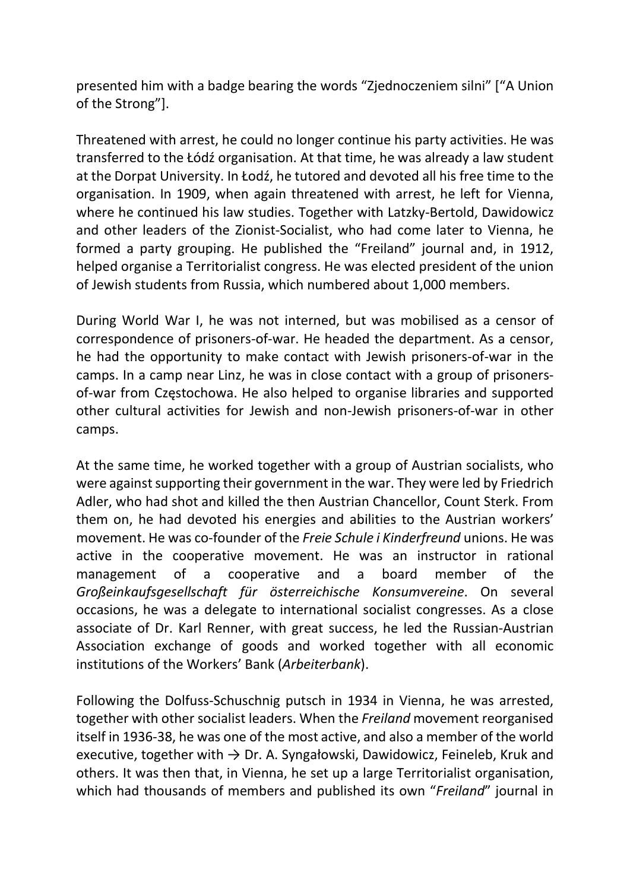presented him with a badge bearing the words "Zjednoczeniem silni" ["A Union of the Strong"].

Threatened with arrest, he could no longer continue his party activities. He was transferred to the Łódź organisation. At that time, he was already a law student at the Dorpat University. In Łodź, he tutored and devoted all his free time to the organisation. In 1909, when again threatened with arrest, he left for Vienna, where he continued his law studies. Together with Latzky-Bertold, Dawidowicz and other leaders of the Zionist-Socialist, who had come later to Vienna, he formed a party grouping. He published the "Freiland" journal and, in 1912, helped organise a Territorialist congress. He was elected president of the union of Jewish students from Russia, which numbered about 1,000 members.

During World War I, he was not interned, but was mobilised as a censor of correspondence of prisoners-of-war. He headed the department. As a censor, he had the opportunity to make contact with Jewish prisoners-of-war in the camps. In a camp near Linz, he was in close contact with a group of prisoners-of-war from Częstochowa. He also helped to organise libraries and supported other cultural activities for Jewish and non-Jewish prisoners-of-war in other camps.

At the same time, he worked together with a group of Austrian socialists, who were against supporting their government in the war. They were led by Friedrich Adler, who had shot and killed the then Austrian Chancellor, Count Sterk. From them on, he had devoted his energies and abilities to the Austrian workers' movement. He was co-founder of the *Freie Schule i Kinderfreund* unions. He was active in the cooperative movement. He was an instructor in rational management of a cooperative and a board member of the *Großeinkaufsgesellschaft für österreichische Konsumvereine*. On several occasions, he was a delegate to international socialist congresses. As a close associate of Dr. Karl Renner, with great success, he led the Russian-Austrian Association exchange of goods and worked together with all economic institutions of the Workers' Bank (*Arbeiterbank*).

Following the Dolfuss-Schuschnig putsch in 1934 in Vienna, he was arrested, together with other socialist leaders. When the *Freiland* movement reorganised itself in 1936-38, he was one of the most active, and also a member of the world executive, together with → Dr. A. Syngałowski, Dawidowicz, Feineleb, Kruk and others. It was then that, in Vienna, he set up a large Territorialist organisation, which had thousands of members and published its own "*Freiland*" journal in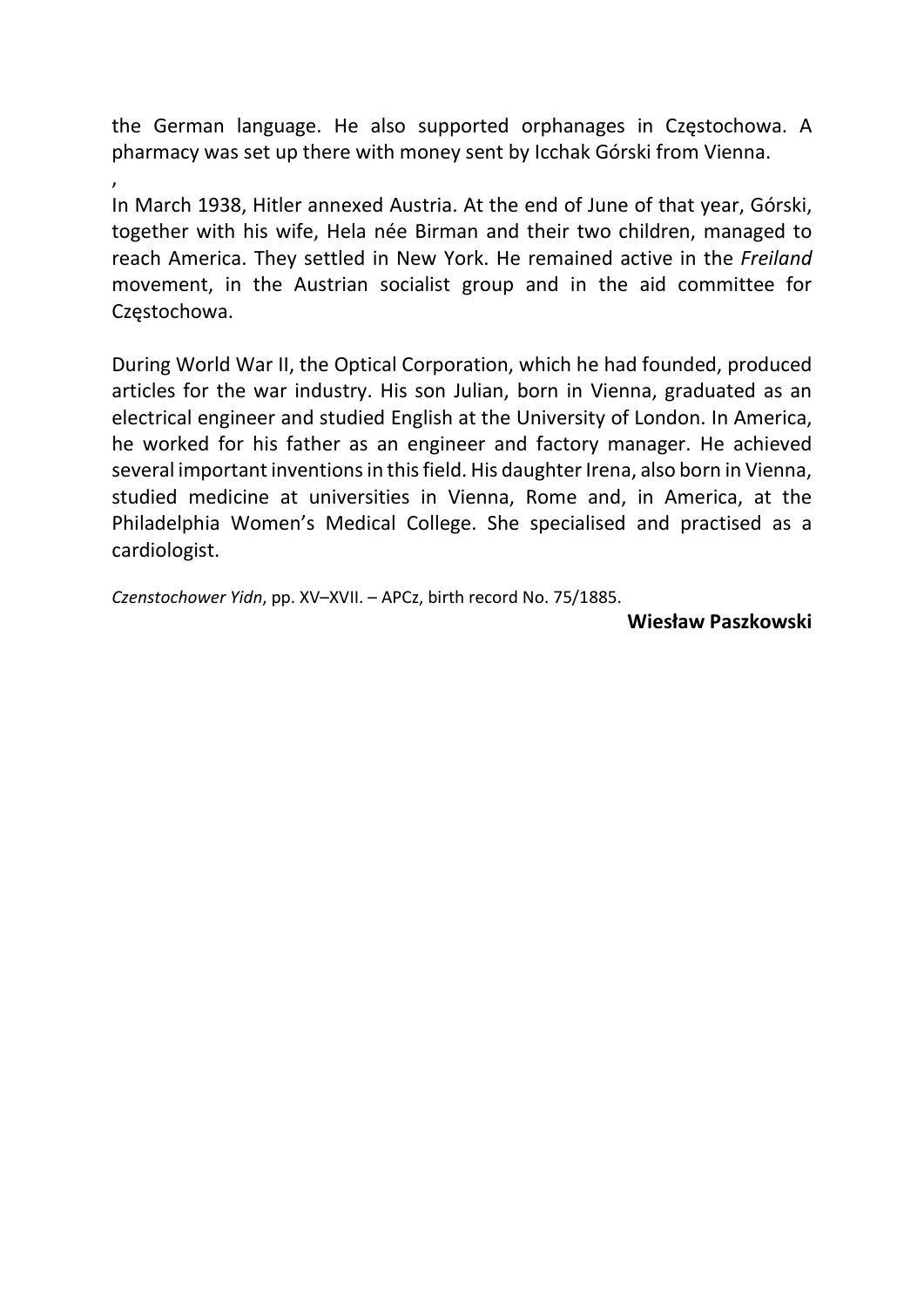the German language. He also supported orphanages in Częstochowa. A pharmacy was set up there with money sent by Icchak Górski from Vienna.

,

In March 1938, Hitler annexed Austria. At the end of June of that year, Górski, together with his wife, Hela née Birman and their two children, managed to reach America. They settled in New York. He remained active in the *Freiland* movement, in the Austrian socialist group and in the aid committee for Częstochowa.

During World War II, the Optical Corporation, which he had founded, produced articles for the war industry. His son Julian, born in Vienna, graduated as an electrical engineer and studied English at the University of London. In America, he worked for his father as an engineer and factory manager. He achieved several important inventions in this field. His daughter Irena, also born in Vienna, studied medicine at universities in Vienna, Rome and, in America, at the Philadelphia Women's Medical College. She specialised and practised as a cardiologist.

*Czenstochower Yidn*, pp. XV–XVII. – APCz, birth record No. 75/1885.

**Wiesław Paszkowski**